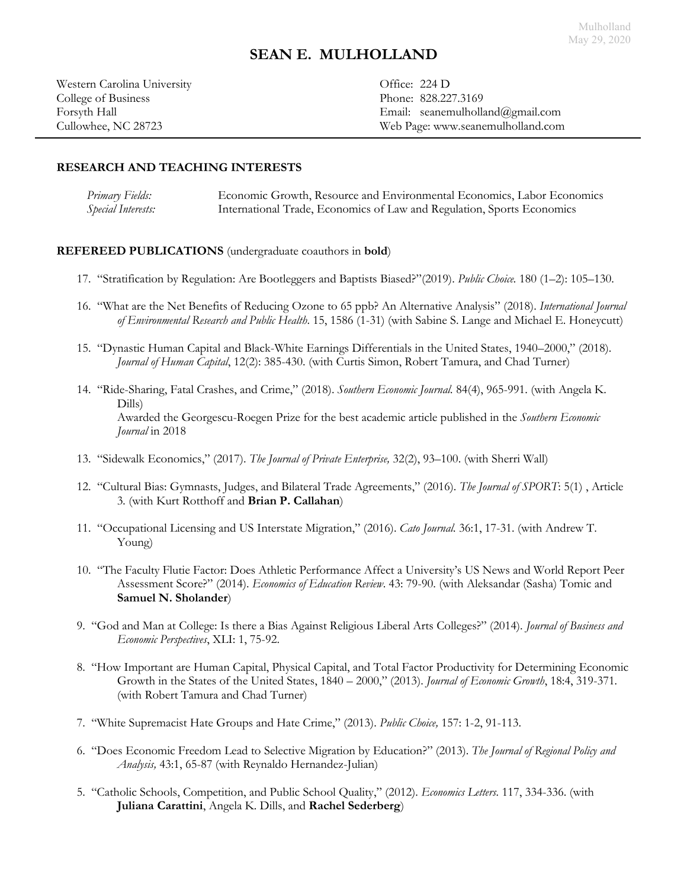# SEAN E. MULHOLLAND

Western Carolina University
College of Business
Forsyth Hall
Cullowhee, NC 28723

Office: 224 D
Phone: 828.227.3169
Email: seanemulholland@gmail.com
Web Page: www.seanemulholland.com

---

## RESEARCH AND TEACHING INTERESTS

| | |
|---|---|
| *Primary Fields:* | Economic Growth, Resource and Environmental Economics, Labor Economics |
| *Special Interests:* | International Trade, Economics of Law and Regulation, Sports Economics |

## REFEREED PUBLICATIONS (undergraduate coauthors in **bold**)

17. "Stratification by Regulation: Are Bootleggers and Baptists Biased?"(2019). *Public Choice.* 180 (1–2): 105–130.

16. "What are the Net Benefits of Reducing Ozone to 65 ppb? An Alternative Analysis" (2018). *International Journal of Environmental Research and Public Health.* 15, 1586 (1-31) (with Sabine S. Lange and Michael E. Honeycutt)

15. "Dynastic Human Capital and Black-White Earnings Differentials in the United States, 1940–2000," (2018). *Journal of Human Capital*, 12(2): 385-430. (with Curtis Simon, Robert Tamura, and Chad Turner)

14. "Ride-Sharing, Fatal Crashes, and Crime," (2018). *Southern Economic Journal.* 84(4), 965-991. (with Angela K. Dills)
    Awarded the Georgescu-Roegen Prize for the best academic article published in the *Southern Economic Journal* in 2018

13. "Sidewalk Economics," (2017). *The Journal of Private Enterprise,* 32(2), 93–100. (with Sherri Wall)

12. "Cultural Bias: Gymnasts, Judges, and Bilateral Trade Agreements," (2016). *The Journal of SPORT*: 5(1) , Article 3. (with Kurt Rotthoff and **Brian P. Callahan**)

11. "Occupational Licensing and US Interstate Migration," (2016). *Cato Journal.* 36:1, 17-31. (with Andrew T. Young)

10. "The Faculty Flutie Factor: Does Athletic Performance Affect a University's US News and World Report Peer Assessment Score?" (2014). *Economics of Education Review.* 43: 79-90. (with Aleksandar (Sasha) Tomic and **Samuel N. Sholander**)

9. "God and Man at College: Is there a Bias Against Religious Liberal Arts Colleges?" (2014). *Journal of Business and Economic Perspectives*, XLI: 1, 75-92.

8. "How Important are Human Capital, Physical Capital, and Total Factor Productivity for Determining Economic Growth in the States of the United States, 1840 – 2000," (2013). *Journal of Economic Growth*, 18:4, 319-371. (with Robert Tamura and Chad Turner)

7. "White Supremacist Hate Groups and Hate Crime," (2013). *Public Choice,* 157: 1-2, 91-113.

6. "Does Economic Freedom Lead to Selective Migration by Education?" (2013). *The Journal of Regional Policy and Analysis,* 43:1, 65-87 (with Reynaldo Hernandez-Julian)

5. "Catholic Schools, Competition, and Public School Quality," (2012). *Economics Letters.* 117, 334-336. (with **Juliana Carattini**, Angela K. Dills, and **Rachel Sederberg**)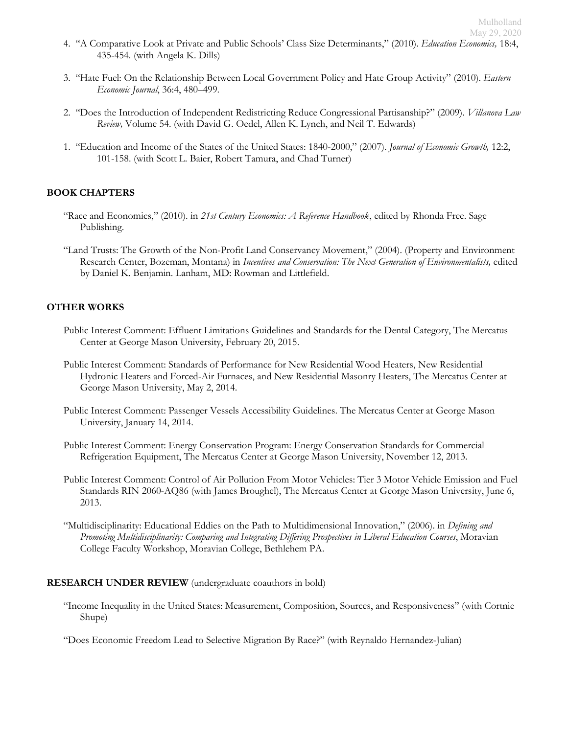4. "A Comparative Look at Private and Public Schools' Class Size Determinants," (2010). *Education Economics,* 18:4, 435-454. (with Angela K. Dills)

3. "Hate Fuel: On the Relationship Between Local Government Policy and Hate Group Activity" (2010). *Eastern Economic Journal*, 36:4, 480–499.

2. "Does the Introduction of Independent Redistricting Reduce Congressional Partisanship?" (2009). *Villanova Law Review,* Volume 54. (with David G. Oedel, Allen K. Lynch, and Neil T. Edwards)

1. "Education and Income of the States of the United States: 1840-2000," (2007). *Journal of Economic Growth,* 12:2, 101-158. (with Scott L. Baier, Robert Tamura, and Chad Turner)

**BOOK CHAPTERS**

"Race and Economics," (2010). in *21st Century Economics: A Reference Handbook*, edited by Rhonda Free. Sage Publishing.

"Land Trusts: The Growth of the Non-Profit Land Conservancy Movement," (2004). (Property and Environment Research Center, Bozeman, Montana) in *Incentives and Conservation: The Next Generation of Environmentalists,* edited by Daniel K. Benjamin. Lanham, MD: Rowman and Littlefield.

**OTHER WORKS**

Public Interest Comment: Effluent Limitations Guidelines and Standards for the Dental Category, The Mercatus Center at George Mason University, February 20, 2015.

Public Interest Comment: Standards of Performance for New Residential Wood Heaters, New Residential Hydronic Heaters and Forced-Air Furnaces, and New Residential Masonry Heaters, The Mercatus Center at George Mason University, May 2, 2014.

Public Interest Comment: Passenger Vessels Accessibility Guidelines. The Mercatus Center at George Mason University, January 14, 2014.

Public Interest Comment: Energy Conservation Program: Energy Conservation Standards for Commercial Refrigeration Equipment, The Mercatus Center at George Mason University, November 12, 2013.

Public Interest Comment: Control of Air Pollution From Motor Vehicles: Tier 3 Motor Vehicle Emission and Fuel Standards RIN 2060-AQ86 (with James Broughel), The Mercatus Center at George Mason University, June 6, 2013.

"Multidisciplinarity: Educational Eddies on the Path to Multidimensional Innovation," (2006). in *Defining and Promoting Multidisciplinarity: Comparing and Integrating Differing Prospectives in Liberal Education Courses*, Moravian College Faculty Workshop, Moravian College, Bethlehem PA.

**RESEARCH UNDER REVIEW** (undergraduate coauthors in bold)

"Income Inequality in the United States: Measurement, Composition, Sources, and Responsiveness" (with Cortnie Shupe)

"Does Economic Freedom Lead to Selective Migration By Race?" (with Reynaldo Hernandez-Julian)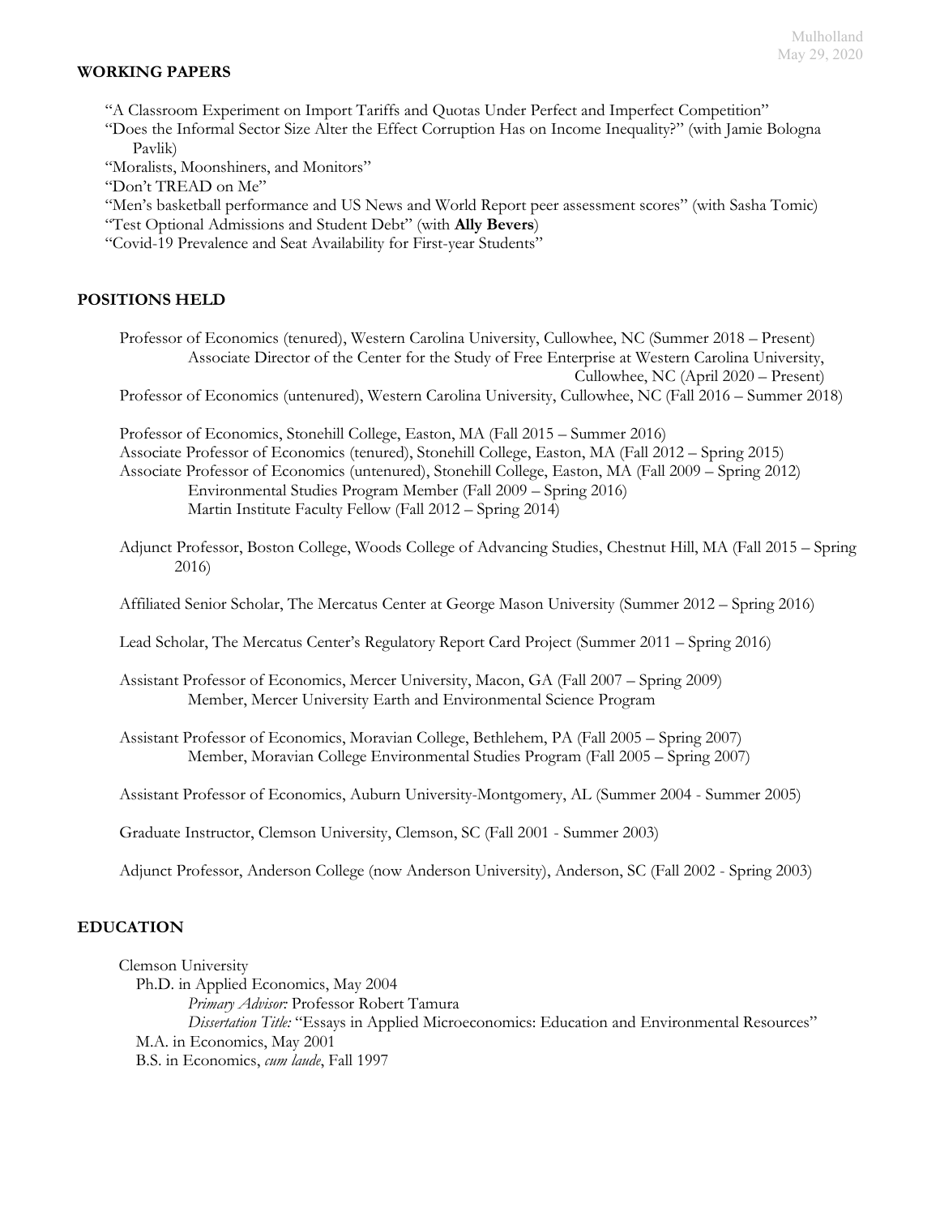## WORKING PAPERS

"A Classroom Experiment on Import Tariffs and Quotas Under Perfect and Imperfect Competition"
"Does the Informal Sector Size Alter the Effect Corruption Has on Income Inequality?" (with Jamie Bologna Pavlik)
"Moralists, Moonshiners, and Monitors"
"Don't TREAD on Me"
"Men's basketball performance and US News and World Report peer assessment scores" (with Sasha Tomic)
"Test Optional Admissions and Student Debt" (with **Ally Bevers**)
"Covid-19 Prevalence and Seat Availability for First-year Students"

## POSITIONS HELD

Professor of Economics (tenured), Western Carolina University, Cullowhee, NC (Summer 2018 – Present)
Associate Director of the Center for the Study of Free Enterprise at Western Carolina University, Cullowhee, NC (April 2020 – Present)
Professor of Economics (untenured), Western Carolina University, Cullowhee, NC (Fall 2016 – Summer 2018)

Professor of Economics, Stonehill College, Easton, MA (Fall 2015 – Summer 2016)
Associate Professor of Economics (tenured), Stonehill College, Easton, MA (Fall 2012 – Spring 2015)
Associate Professor of Economics (untenured), Stonehill College, Easton, MA (Fall 2009 – Spring 2012)
Environmental Studies Program Member (Fall 2009 – Spring 2016)
Martin Institute Faculty Fellow (Fall 2012 – Spring 2014)

Adjunct Professor, Boston College, Woods College of Advancing Studies, Chestnut Hill, MA (Fall 2015 – Spring 2016)

Affiliated Senior Scholar, The Mercatus Center at George Mason University (Summer 2012 – Spring 2016)

Lead Scholar, The Mercatus Center's Regulatory Report Card Project (Summer 2011 – Spring 2016)

Assistant Professor of Economics, Mercer University, Macon, GA (Fall 2007 – Spring 2009)
Member, Mercer University Earth and Environmental Science Program

Assistant Professor of Economics, Moravian College, Bethlehem, PA (Fall 2005 – Spring 2007)
Member, Moravian College Environmental Studies Program (Fall 2005 – Spring 2007)

Assistant Professor of Economics, Auburn University-Montgomery, AL (Summer 2004 - Summer 2005)

Graduate Instructor, Clemson University, Clemson, SC (Fall 2001 - Summer 2003)

Adjunct Professor, Anderson College (now Anderson University), Anderson, SC (Fall 2002 - Spring 2003)

## EDUCATION

Clemson University
Ph.D. in Applied Economics, May 2004
*Primary Advisor:* Professor Robert Tamura
*Dissertation Title:* "Essays in Applied Microeconomics: Education and Environmental Resources"
M.A. in Economics, May 2001
B.S. in Economics, *cum laude*, Fall 1997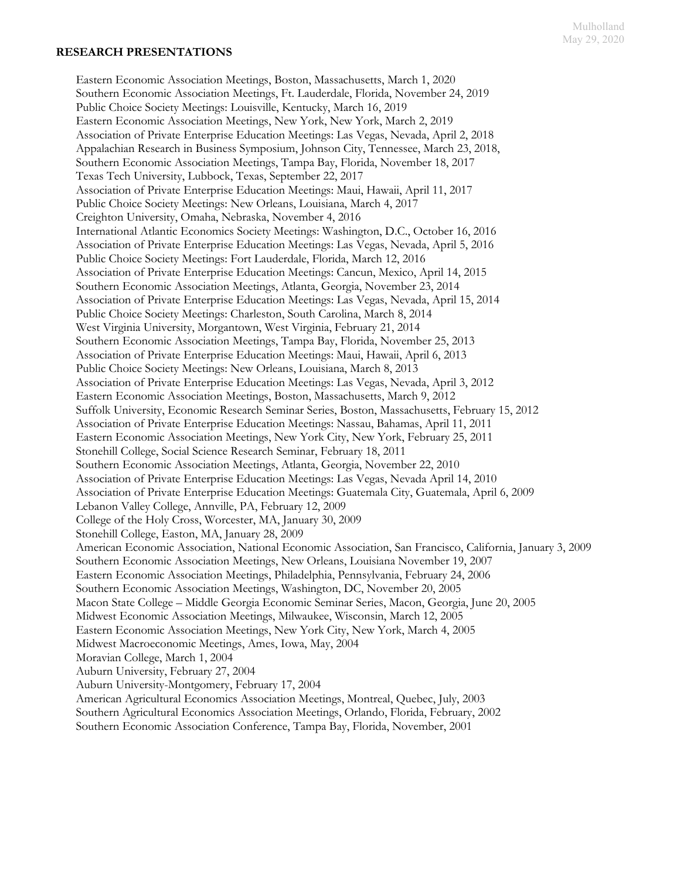## RESEARCH PRESENTATIONS

Eastern Economic Association Meetings, Boston, Massachusetts, March 1, 2020
Southern Economic Association Meetings, Ft. Lauderdale, Florida, November 24, 2019
Public Choice Society Meetings: Louisville, Kentucky, March 16, 2019
Eastern Economic Association Meetings, New York, New York, March 2, 2019
Association of Private Enterprise Education Meetings: Las Vegas, Nevada, April 2, 2018
Appalachian Research in Business Symposium, Johnson City, Tennessee, March 23, 2018,
Southern Economic Association Meetings, Tampa Bay, Florida, November 18, 2017
Texas Tech University, Lubbock, Texas, September 22, 2017
Association of Private Enterprise Education Meetings: Maui, Hawaii, April 11, 2017
Public Choice Society Meetings: New Orleans, Louisiana, March 4, 2017
Creighton University, Omaha, Nebraska, November 4, 2016
International Atlantic Economics Society Meetings: Washington, D.C., October 16, 2016
Association of Private Enterprise Education Meetings: Las Vegas, Nevada, April 5, 2016
Public Choice Society Meetings: Fort Lauderdale, Florida, March 12, 2016
Association of Private Enterprise Education Meetings: Cancun, Mexico, April 14, 2015
Southern Economic Association Meetings, Atlanta, Georgia, November 23, 2014
Association of Private Enterprise Education Meetings: Las Vegas, Nevada, April 15, 2014
Public Choice Society Meetings: Charleston, South Carolina, March 8, 2014
West Virginia University, Morgantown, West Virginia, February 21, 2014
Southern Economic Association Meetings, Tampa Bay, Florida, November 25, 2013
Association of Private Enterprise Education Meetings: Maui, Hawaii, April 6, 2013
Public Choice Society Meetings: New Orleans, Louisiana, March 8, 2013
Association of Private Enterprise Education Meetings: Las Vegas, Nevada, April 3, 2012
Eastern Economic Association Meetings, Boston, Massachusetts, March 9, 2012
Suffolk University, Economic Research Seminar Series, Boston, Massachusetts, February 15, 2012
Association of Private Enterprise Education Meetings: Nassau, Bahamas, April 11, 2011
Eastern Economic Association Meetings, New York City, New York, February 25, 2011
Stonehill College, Social Science Research Seminar, February 18, 2011
Southern Economic Association Meetings, Atlanta, Georgia, November 22, 2010
Association of Private Enterprise Education Meetings: Las Vegas, Nevada April 14, 2010
Association of Private Enterprise Education Meetings: Guatemala City, Guatemala, April 6, 2009
Lebanon Valley College, Annville, PA, February 12, 2009
College of the Holy Cross, Worcester, MA, January 30, 2009
Stonehill College, Easton, MA, January 28, 2009
American Economic Association, National Economic Association, San Francisco, California, January 3, 2009
Southern Economic Association Meetings, New Orleans, Louisiana November 19, 2007
Eastern Economic Association Meetings, Philadelphia, Pennsylvania, February 24, 2006
Southern Economic Association Meetings, Washington, DC, November 20, 2005
Macon State College – Middle Georgia Economic Seminar Series, Macon, Georgia, June 20, 2005
Midwest Economic Association Meetings, Milwaukee, Wisconsin, March 12, 2005
Eastern Economic Association Meetings, New York City, New York, March 4, 2005
Midwest Macroeconomic Meetings, Ames, Iowa, May, 2004
Moravian College, March 1, 2004
Auburn University, February 27, 2004
Auburn University-Montgomery, February 17, 2004
American Agricultural Economics Association Meetings, Montreal, Quebec, July, 2003
Southern Agricultural Economics Association Meetings, Orlando, Florida, February, 2002
Southern Economic Association Conference, Tampa Bay, Florida, November, 2001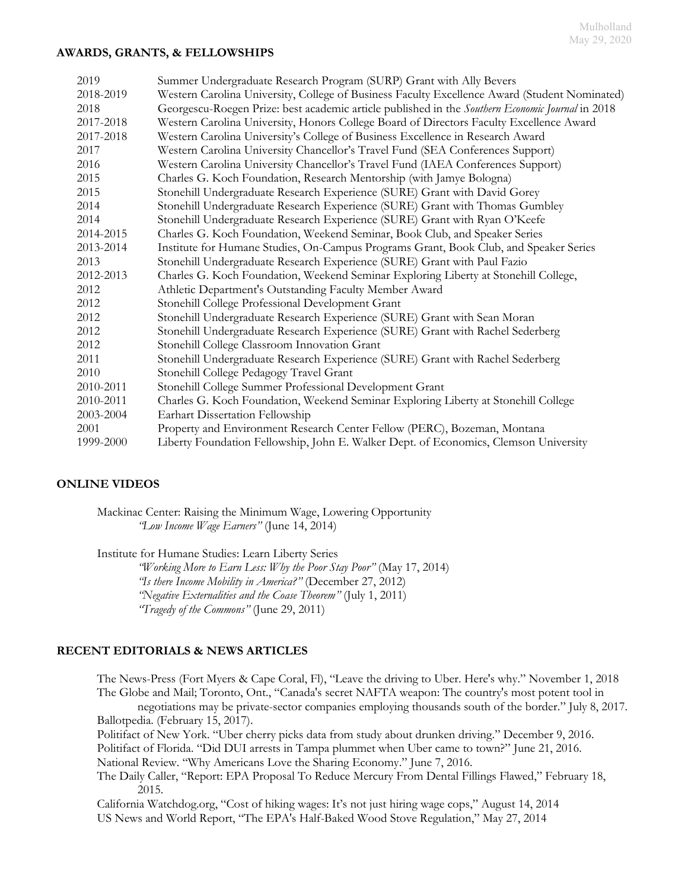## AWARDS, GRANTS, & FELLOWSHIPS

| | |
|---|---|
| 2019 | Summer Undergraduate Research Program (SURP) Grant with Ally Bevers |
| 2018-2019 | Western Carolina University, College of Business Faculty Excellence Award (Student Nominated) |
| 2018 | Georgescu-Roegen Prize: best academic article published in the *Southern Economic Journal* in 2018 |
| 2017-2018 | Western Carolina University, Honors College Board of Directors Faculty Excellence Award |
| 2017-2018 | Western Carolina University's College of Business Excellence in Research Award |
| 2017 | Western Carolina University Chancellor's Travel Fund (SEA Conferences Support) |
| 2016 | Western Carolina University Chancellor's Travel Fund (IAEA Conferences Support) |
| 2015 | Charles G. Koch Foundation, Research Mentorship (with Jamye Bologna) |
| 2015 | Stonehill Undergraduate Research Experience (SURE) Grant with David Gorey |
| 2014 | Stonehill Undergraduate Research Experience (SURE) Grant with Thomas Gumbley |
| 2014 | Stonehill Undergraduate Research Experience (SURE) Grant with Ryan O'Keefe |
| 2014-2015 | Charles G. Koch Foundation, Weekend Seminar, Book Club, and Speaker Series |
| 2013-2014 | Institute for Humane Studies, On-Campus Programs Grant, Book Club, and Speaker Series |
| 2013 | Stonehill Undergraduate Research Experience (SURE) Grant with Paul Fazio |
| 2012-2013 | Charles G. Koch Foundation, Weekend Seminar Exploring Liberty at Stonehill College, |
| 2012 | Athletic Department's Outstanding Faculty Member Award |
| 2012 | Stonehill College Professional Development Grant |
| 2012 | Stonehill Undergraduate Research Experience (SURE) Grant with Sean Moran |
| 2012 | Stonehill Undergraduate Research Experience (SURE) Grant with Rachel Sederberg |
| 2012 | Stonehill College Classroom Innovation Grant |
| 2011 | Stonehill Undergraduate Research Experience (SURE) Grant with Rachel Sederberg |
| 2010 | Stonehill College Pedagogy Travel Grant |
| 2010-2011 | Stonehill College Summer Professional Development Grant |
| 2010-2011 | Charles G. Koch Foundation, Weekend Seminar Exploring Liberty at Stonehill College |
| 2003-2004 | Earhart Dissertation Fellowship |
| 2001 | Property and Environment Research Center Fellow (PERC), Bozeman, Montana |
| 1999-2000 | Liberty Foundation Fellowship, John E. Walker Dept. of Economics, Clemson University |

## ONLINE VIDEOS

Mackinac Center: Raising the Minimum Wage, Lowering Opportunity
*"Low Income Wage Earners"* (June 14, 2014)

Institute for Humane Studies: Learn Liberty Series
*"Working More to Earn Less: Why the Poor Stay Poor"* (May 17, 2014)
*"Is there Income Mobility in America?"* (December 27, 2012)
*"Negative Externalities and the Coase Theorem"* (July 1, 2011)
*"Tragedy of the Commons"* (June 29, 2011)

## RECENT EDITORIALS & NEWS ARTICLES

The News-Press (Fort Myers & Cape Coral, Fl), "Leave the driving to Uber. Here's why." November 1, 2018

The Globe and Mail; Toronto, Ont., "Canada's secret NAFTA weapon: The country's most potent tool in negotiations may be private-sector companies employing thousands south of the border." July 8, 2017.

Ballotpedia. (February 15, 2017).

Politifact of New York. "Uber cherry picks data from study about drunken driving." December 9, 2016.

Politifact of Florida. "Did DUI arrests in Tampa plummet when Uber came to town?" June 21, 2016.

National Review. "Why Americans Love the Sharing Economy." June 7, 2016.

The Daily Caller, "Report: EPA Proposal To Reduce Mercury From Dental Fillings Flawed," February 18, 2015.

California Watchdog.org, "Cost of hiking wages: It's not just hiring wage cops," August 14, 2014

US News and World Report, "The EPA's Half-Baked Wood Stove Regulation," May 27, 2014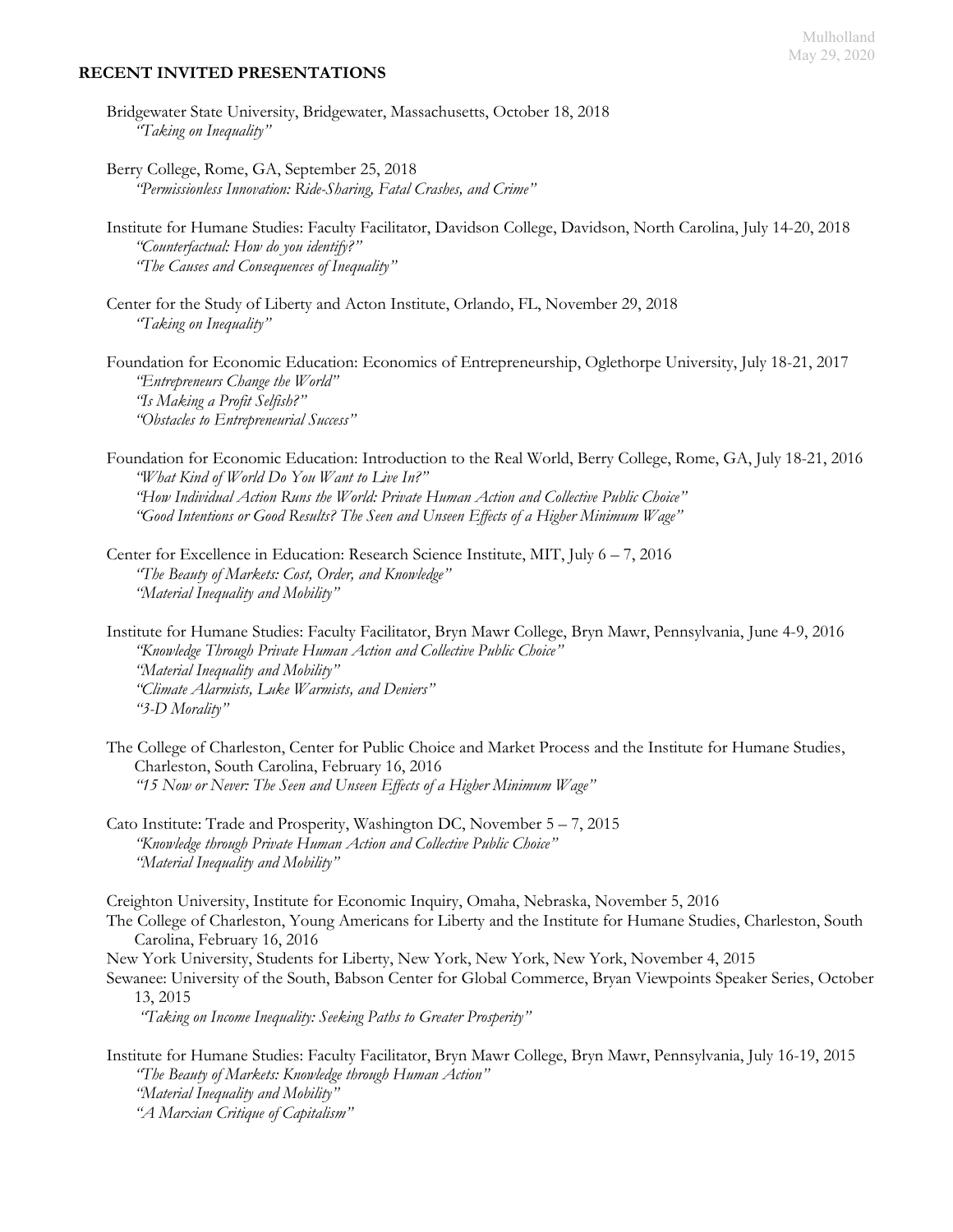## RECENT INVITED PRESENTATIONS

Bridgewater State University, Bridgewater, Massachusetts, October 18, 2018
*"Taking on Inequality"*

Berry College, Rome, GA, September 25, 2018
*"Permissionless Innovation: Ride-Sharing, Fatal Crashes, and Crime"*

Institute for Humane Studies: Faculty Facilitator, Davidson College, Davidson, North Carolina, July 14-20, 2018
*"Counterfactual: How do you identify?"*
*"The Causes and Consequences of Inequality"*

Center for the Study of Liberty and Acton Institute, Orlando, FL, November 29, 2018
*"Taking on Inequality"*

Foundation for Economic Education: Economics of Entrepreneurship, Oglethorpe University, July 18-21, 2017
*"Entrepreneurs Change the World"*
*"Is Making a Profit Selfish?"*
*"Obstacles to Entrepreneurial Success"*

Foundation for Economic Education: Introduction to the Real World, Berry College, Rome, GA, July 18-21, 2016
*"What Kind of World Do You Want to Live In?"*
*"How Individual Action Runs the World: Private Human Action and Collective Public Choice"*
*"Good Intentions or Good Results? The Seen and Unseen Effects of a Higher Minimum Wage"*

Center for Excellence in Education: Research Science Institute, MIT, July 6 – 7, 2016
*"The Beauty of Markets: Cost, Order, and Knowledge"*
*"Material Inequality and Mobility"*

Institute for Humane Studies: Faculty Facilitator, Bryn Mawr College, Bryn Mawr, Pennsylvania, June 4-9, 2016
*"Knowledge Through Private Human Action and Collective Public Choice"*
*"Material Inequality and Mobility"*
*"Climate Alarmists, Luke Warmists, and Deniers"*
*"3-D Morality"*

The College of Charleston, Center for Public Choice and Market Process and the Institute for Humane Studies, Charleston, South Carolina, February 16, 2016
*"15 Now or Never: The Seen and Unseen Effects of a Higher Minimum Wage"*

Cato Institute: Trade and Prosperity, Washington DC, November 5 – 7, 2015
*"Knowledge through Private Human Action and Collective Public Choice"*
*"Material Inequality and Mobility"*

Creighton University, Institute for Economic Inquiry, Omaha, Nebraska, November 5, 2016
The College of Charleston, Young Americans for Liberty and the Institute for Humane Studies, Charleston, South Carolina, February 16, 2016
New York University, Students for Liberty, New York, New York, November 4, 2015
Sewanee: University of the South, Babson Center for Global Commerce, Bryan Viewpoints Speaker Series, October 13, 2015
*"Taking on Income Inequality: Seeking Paths to Greater Prosperity"*

Institute for Humane Studies: Faculty Facilitator, Bryn Mawr College, Bryn Mawr, Pennsylvania, July 16-19, 2015
*"The Beauty of Markets: Knowledge through Human Action"*
*"Material Inequality and Mobility"*
*"A Marxian Critique of Capitalism"*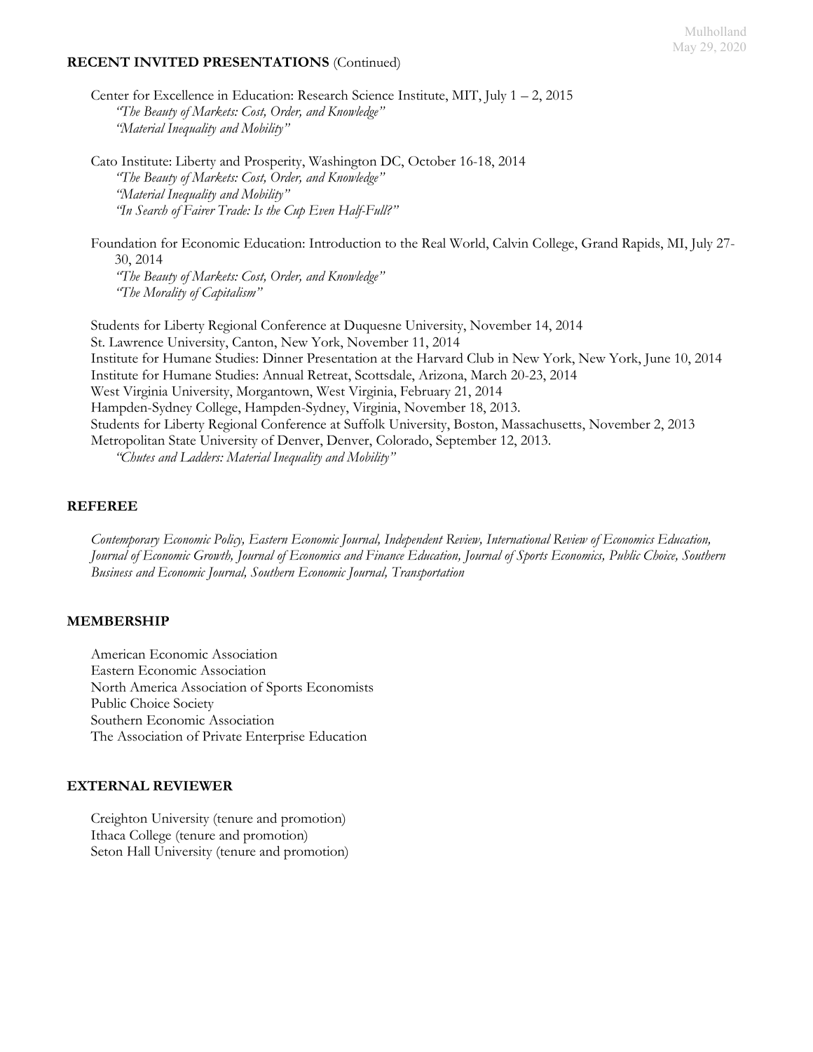**RECENT INVITED PRESENTATIONS** (Continued)

Center for Excellence in Education: Research Science Institute, MIT, July 1 – 2, 2015
*"The Beauty of Markets: Cost, Order, and Knowledge"*
*"Material Inequality and Mobility"*

Cato Institute: Liberty and Prosperity, Washington DC, October 16-18, 2014
*"The Beauty of Markets: Cost, Order, and Knowledge"*
*"Material Inequality and Mobility"*
*"In Search of Fairer Trade: Is the Cup Even Half-Full?"*

Foundation for Economic Education: Introduction to the Real World, Calvin College, Grand Rapids, MI, July 27-30, 2014
*"The Beauty of Markets: Cost, Order, and Knowledge"*
*"The Morality of Capitalism"*

Students for Liberty Regional Conference at Duquesne University, November 14, 2014
St. Lawrence University, Canton, New York, November 11, 2014
Institute for Humane Studies: Dinner Presentation at the Harvard Club in New York, New York, June 10, 2014
Institute for Humane Studies: Annual Retreat, Scottsdale, Arizona, March 20-23, 2014
West Virginia University, Morgantown, West Virginia, February 21, 2014
Hampden-Sydney College, Hampden-Sydney, Virginia, November 18, 2013.
Students for Liberty Regional Conference at Suffolk University, Boston, Massachusetts, November 2, 2013
Metropolitan State University of Denver, Denver, Colorado, September 12, 2013.
*"Chutes and Ladders: Material Inequality and Mobility"*

**REFEREE**

*Contemporary Economic Policy, Eastern Economic Journal, Independent Review, International Review of Economics Education, Journal of Economic Growth, Journal of Economics and Finance Education, Journal of Sports Economics, Public Choice, Southern Business and Economic Journal, Southern Economic Journal, Transportation*

**MEMBERSHIP**

American Economic Association
Eastern Economic Association
North America Association of Sports Economists
Public Choice Society
Southern Economic Association
The Association of Private Enterprise Education

**EXTERNAL REVIEWER**

Creighton University (tenure and promotion)
Ithaca College (tenure and promotion)
Seton Hall University (tenure and promotion)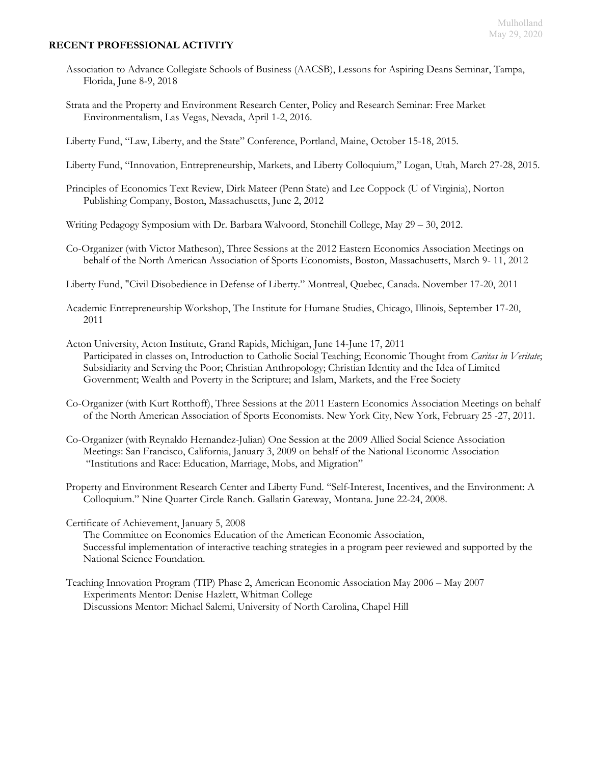**RECENT PROFESSIONAL ACTIVITY**

Association to Advance Collegiate Schools of Business (AACSB), Lessons for Aspiring Deans Seminar, Tampa, Florida, June 8-9, 2018

Strata and the Property and Environment Research Center, Policy and Research Seminar: Free Market Environmentalism, Las Vegas, Nevada, April 1-2, 2016.

Liberty Fund, "Law, Liberty, and the State" Conference, Portland, Maine, October 15-18, 2015.

Liberty Fund, "Innovation, Entrepreneurship, Markets, and Liberty Colloquium," Logan, Utah, March 27-28, 2015.

Principles of Economics Text Review, Dirk Mateer (Penn State) and Lee Coppock (U of Virginia), Norton Publishing Company, Boston, Massachusetts, June 2, 2012

Writing Pedagogy Symposium with Dr. Barbara Walvoord, Stonehill College, May 29 – 30, 2012.

Co-Organizer (with Victor Matheson), Three Sessions at the 2012 Eastern Economics Association Meetings on behalf of the North American Association of Sports Economists, Boston, Massachusetts, March 9- 11, 2012

Liberty Fund, "Civil Disobedience in Defense of Liberty." Montreal, Quebec, Canada. November 17-20, 2011

Academic Entrepreneurship Workshop, The Institute for Humane Studies, Chicago, Illinois, September 17-20, 2011

Acton University, Acton Institute, Grand Rapids, Michigan, June 14-June 17, 2011
Participated in classes on, Introduction to Catholic Social Teaching; Economic Thought from *Caritas in Veritate*; Subsidiarity and Serving the Poor; Christian Anthropology; Christian Identity and the Idea of Limited Government; Wealth and Poverty in the Scripture; and Islam, Markets, and the Free Society

Co-Organizer (with Kurt Rotthoff), Three Sessions at the 2011 Eastern Economics Association Meetings on behalf of the North American Association of Sports Economists. New York City, New York, February 25 -27, 2011.

Co-Organizer (with Reynaldo Hernandez-Julian) One Session at the 2009 Allied Social Science Association Meetings: San Francisco, California, January 3, 2009 on behalf of the National Economic Association "Institutions and Race: Education, Marriage, Mobs, and Migration"

Property and Environment Research Center and Liberty Fund. "Self-Interest, Incentives, and the Environment: A Colloquium." Nine Quarter Circle Ranch. Gallatin Gateway, Montana. June 22-24, 2008.

Certificate of Achievement, January 5, 2008
The Committee on Economics Education of the American Economic Association,
Successful implementation of interactive teaching strategies in a program peer reviewed and supported by the National Science Foundation.

Teaching Innovation Program (TIP) Phase 2, American Economic Association May 2006 – May 2007
Experiments Mentor: Denise Hazlett, Whitman College
Discussions Mentor: Michael Salemi, University of North Carolina, Chapel Hill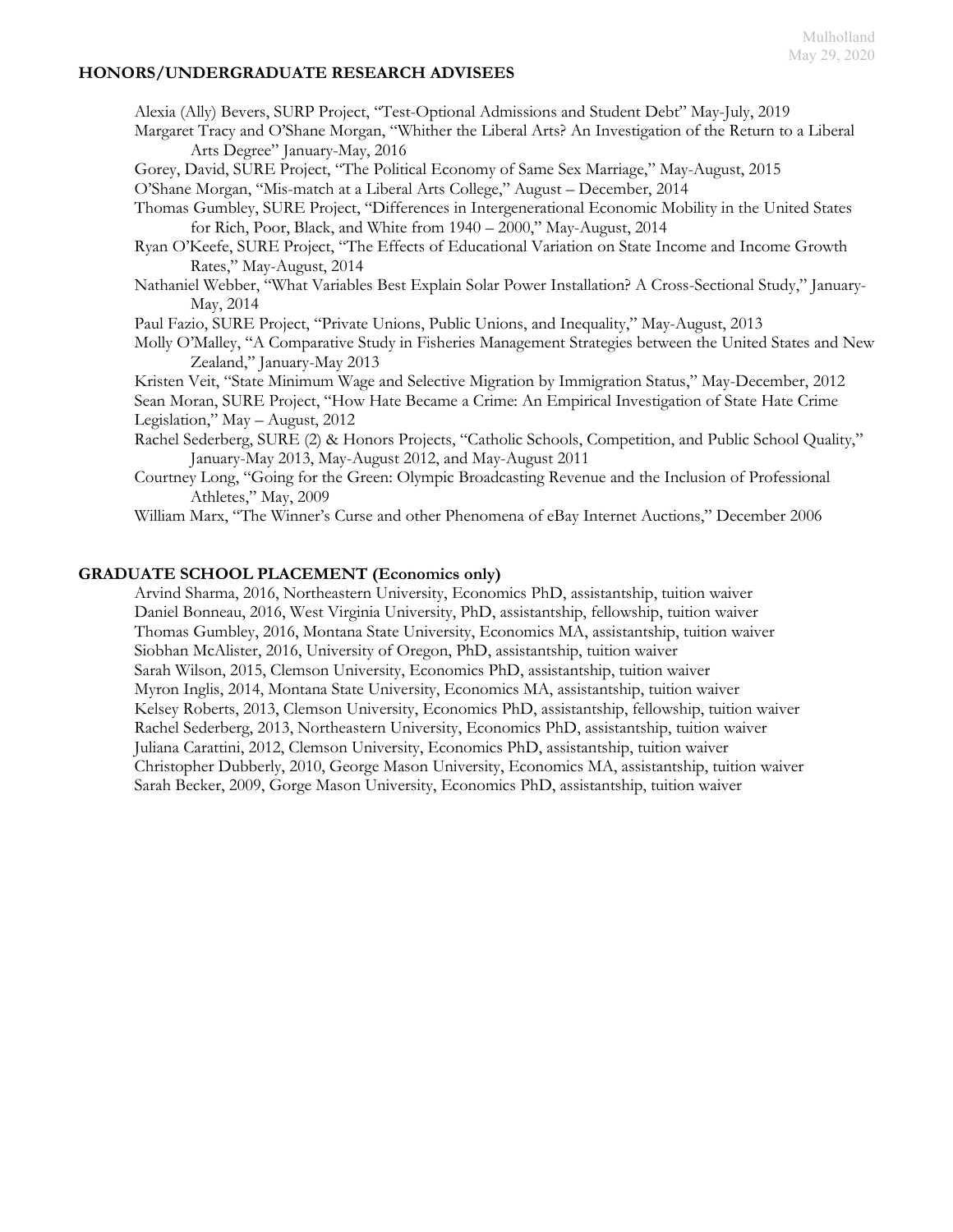## HONORS/UNDERGRADUATE RESEARCH ADVISEES

Alexia (Ally) Bevers, SURP Project, "Test-Optional Admissions and Student Debt" May-July, 2019

Margaret Tracy and O'Shane Morgan, "Whither the Liberal Arts? An Investigation of the Return to a Liberal Arts Degree" January-May, 2016

Gorey, David, SURE Project, "The Political Economy of Same Sex Marriage," May-August, 2015

O'Shane Morgan, "Mis-match at a Liberal Arts College," August – December, 2014

Thomas Gumbley, SURE Project, "Differences in Intergenerational Economic Mobility in the United States for Rich, Poor, Black, and White from 1940 – 2000," May-August, 2014

Ryan O'Keefe, SURE Project, "The Effects of Educational Variation on State Income and Income Growth Rates," May-August, 2014

Nathaniel Webber, "What Variables Best Explain Solar Power Installation? A Cross-Sectional Study," January-May, 2014

Paul Fazio, SURE Project, "Private Unions, Public Unions, and Inequality," May-August, 2013

Molly O'Malley, "A Comparative Study in Fisheries Management Strategies between the United States and New Zealand," January-May 2013

Kristen Veit, "State Minimum Wage and Selective Migration by Immigration Status," May-December, 2012

Sean Moran, SURE Project, "How Hate Became a Crime: An Empirical Investigation of State Hate Crime Legislation," May – August, 2012

Rachel Sederberg, SURE (2) & Honors Projects, "Catholic Schools, Competition, and Public School Quality," January-May 2013, May-August 2012, and May-August 2011

Courtney Long, "Going for the Green: Olympic Broadcasting Revenue and the Inclusion of Professional Athletes," May, 2009

William Marx, "The Winner's Curse and other Phenomena of eBay Internet Auctions," December 2006

## GRADUATE SCHOOL PLACEMENT (Economics only)

Arvind Sharma, 2016, Northeastern University, Economics PhD, assistantship, tuition waiver

Daniel Bonneau, 2016, West Virginia University, PhD, assistantship, fellowship, tuition waiver

Thomas Gumbley, 2016, Montana State University, Economics MA, assistantship, tuition waiver

Siobhan McAlister, 2016, University of Oregon, PhD, assistantship, tuition waiver

Sarah Wilson, 2015, Clemson University, Economics PhD, assistantship, tuition waiver

Myron Inglis, 2014, Montana State University, Economics MA, assistantship, tuition waiver

Kelsey Roberts, 2013, Clemson University, Economics PhD, assistantship, fellowship, tuition waiver

Rachel Sederberg, 2013, Northeastern University, Economics PhD, assistantship, tuition waiver

Juliana Carattini, 2012, Clemson University, Economics PhD, assistantship, tuition waiver

Christopher Dubberly, 2010, George Mason University, Economics MA, assistantship, tuition waiver

Sarah Becker, 2009, Gorge Mason University, Economics PhD, assistantship, tuition waiver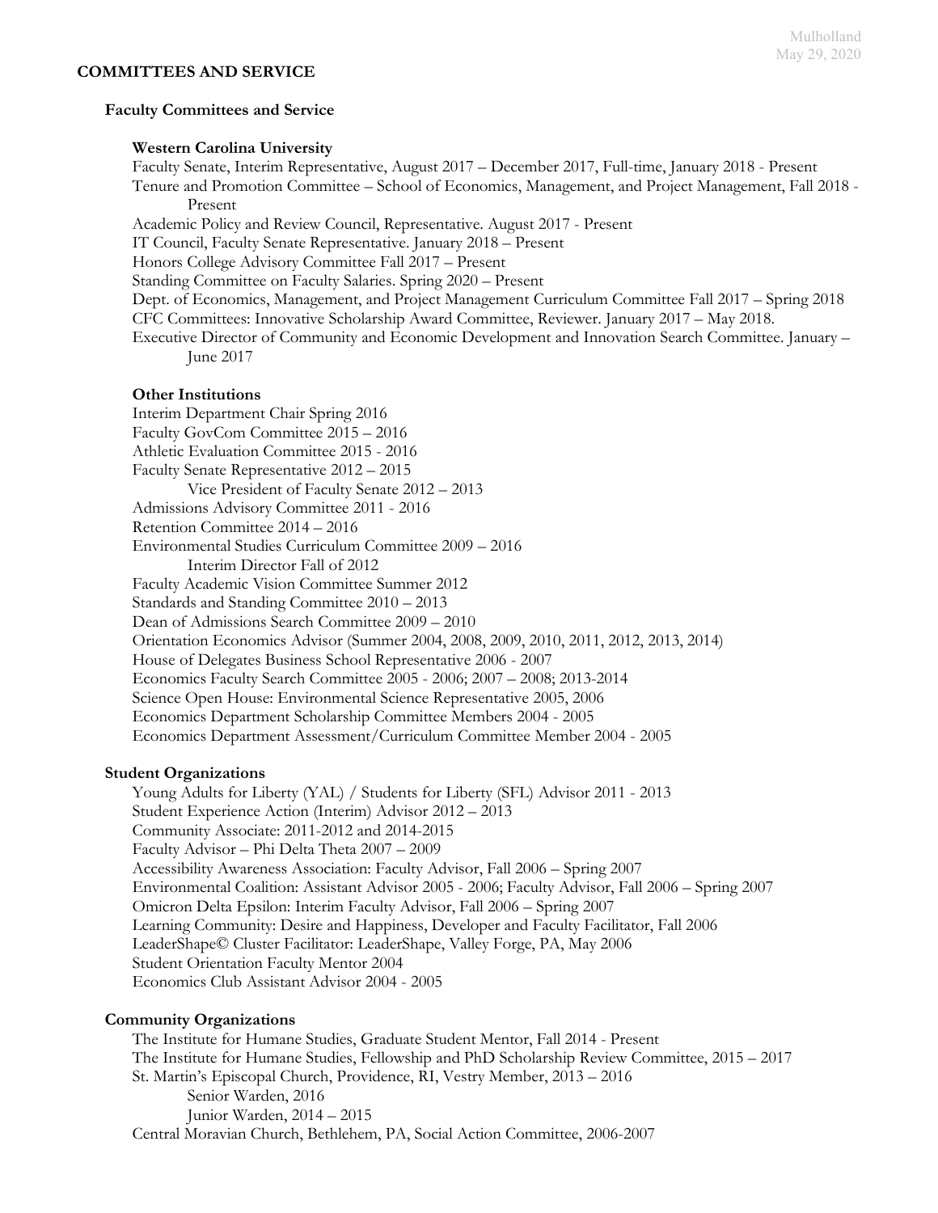## COMMITTEES AND SERVICE

### Faculty Committees and Service

#### Western Carolina University

Faculty Senate, Interim Representative, August 2017 – December 2017, Full-time, January 2018 - Present
Tenure and Promotion Committee – School of Economics, Management, and Project Management, Fall 2018 - Present
Academic Policy and Review Council, Representative. August 2017 - Present
IT Council, Faculty Senate Representative. January 2018 – Present
Honors College Advisory Committee Fall 2017 – Present
Standing Committee on Faculty Salaries. Spring 2020 – Present
Dept. of Economics, Management, and Project Management Curriculum Committee Fall 2017 – Spring 2018
CFC Committees: Innovative Scholarship Award Committee, Reviewer. January 2017 – May 2018.
Executive Director of Community and Economic Development and Innovation Search Committee. January – June 2017

#### Other Institutions

Interim Department Chair Spring 2016
Faculty GovCom Committee 2015 – 2016
Athletic Evaluation Committee 2015 - 2016
Faculty Senate Representative 2012 – 2015
 Vice President of Faculty Senate 2012 – 2013
Admissions Advisory Committee 2011 - 2016
Retention Committee 2014 – 2016
Environmental Studies Curriculum Committee 2009 – 2016
 Interim Director Fall of 2012
Faculty Academic Vision Committee Summer 2012
Standards and Standing Committee 2010 – 2013
Dean of Admissions Search Committee 2009 – 2010
Orientation Economics Advisor (Summer 2004, 2008, 2009, 2010, 2011, 2012, 2013, 2014)
House of Delegates Business School Representative 2006 - 2007
Economics Faculty Search Committee 2005 - 2006; 2007 – 2008; 2013-2014
Science Open House: Environmental Science Representative 2005, 2006
Economics Department Scholarship Committee Members 2004 - 2005
Economics Department Assessment/Curriculum Committee Member 2004 - 2005

### Student Organizations

Young Adults for Liberty (YAL) / Students for Liberty (SFL) Advisor 2011 - 2013
Student Experience Action (Interim) Advisor 2012 – 2013
Community Associate: 2011-2012 and 2014-2015
Faculty Advisor – Phi Delta Theta 2007 – 2009
Accessibility Awareness Association: Faculty Advisor, Fall 2006 – Spring 2007
Environmental Coalition: Assistant Advisor 2005 - 2006; Faculty Advisor, Fall 2006 – Spring 2007
Omicron Delta Epsilon: Interim Faculty Advisor, Fall 2006 – Spring 2007
Learning Community: Desire and Happiness, Developer and Faculty Facilitator, Fall 2006
LeaderShape© Cluster Facilitator: LeaderShape, Valley Forge, PA, May 2006
Student Orientation Faculty Mentor 2004
Economics Club Assistant Advisor 2004 - 2005

### Community Organizations

The Institute for Humane Studies, Graduate Student Mentor, Fall 2014 - Present
The Institute for Humane Studies, Fellowship and PhD Scholarship Review Committee, 2015 – 2017
St. Martin's Episcopal Church, Providence, RI, Vestry Member, 2013 – 2016
 Senior Warden, 2016
 Junior Warden, 2014 – 2015
Central Moravian Church, Bethlehem, PA, Social Action Committee, 2006-2007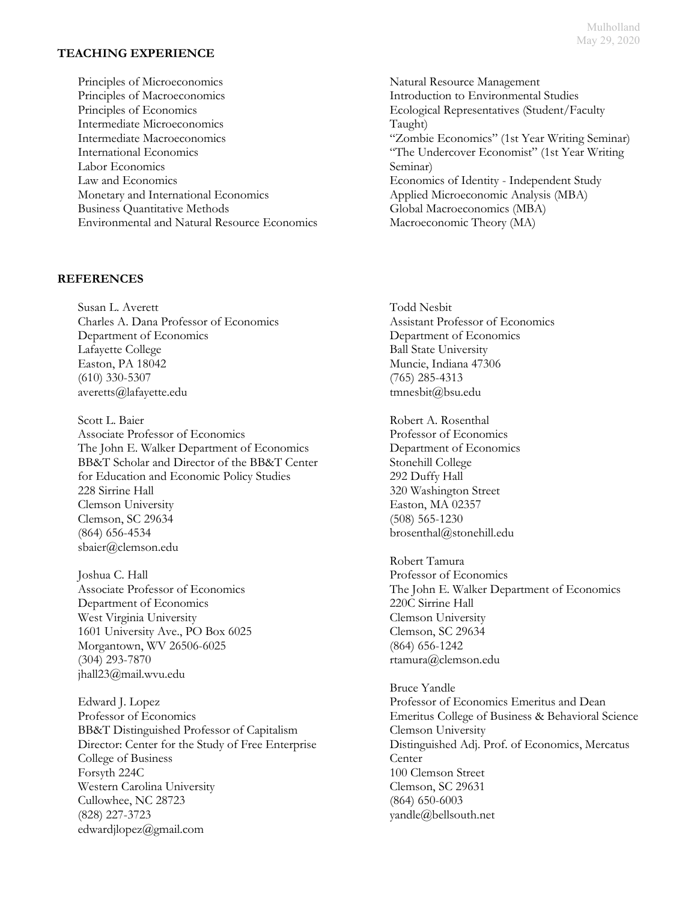## TEACHING EXPERIENCE

Principles of Microeconomics
Principles of Macroeconomics
Principles of Economics
Intermediate Microeconomics
Intermediate Macroeconomics
International Economics
Labor Economics
Law and Economics
Monetary and International Economics
Business Quantitative Methods
Environmental and Natural Resource Economics
Natural Resource Management
Introduction to Environmental Studies
Ecological Representatives (Student/Faculty Taught)
"Zombie Economics" (1st Year Writing Seminar)
"The Undercover Economist" (1st Year Writing Seminar)
Economics of Identity - Independent Study
Applied Microeconomic Analysis (MBA)
Global Macroeconomics (MBA)
Macroeconomic Theory (MA)

## REFERENCES

Susan L. Averett
Charles A. Dana Professor of Economics
Department of Economics
Lafayette College
Easton, PA 18042
(610) 330-5307
averetts@lafayette.edu

Scott L. Baier
Associate Professor of Economics
The John E. Walker Department of Economics
BB&T Scholar and Director of the BB&T Center for Education and Economic Policy Studies
228 Sirrine Hall
Clemson University
Clemson, SC 29634
(864) 656-4534
sbaier@clemson.edu

Joshua C. Hall
Associate Professor of Economics
Department of Economics
West Virginia University
1601 University Ave., PO Box 6025
Morgantown, WV 26506-6025
(304) 293-7870
jhall23@mail.wvu.edu

Edward J. Lopez
Professor of Economics
BB&T Distinguished Professor of Capitalism
Director: Center for the Study of Free Enterprise
College of Business
Forsyth 224C
Western Carolina University
Cullowhee, NC 28723
(828) 227-3723
edwardjlopez@gmail.com

Todd Nesbit
Assistant Professor of Economics
Department of Economics
Ball State University
Muncie, Indiana 47306
(765) 285-4313
tmnesbit@bsu.edu

Robert A. Rosenthal
Professor of Economics
Department of Economics
Stonehill College
292 Duffy Hall
320 Washington Street
Easton, MA 02357
(508) 565-1230
brosenthal@stonehill.edu

Robert Tamura
Professor of Economics
The John E. Walker Department of Economics
220C Sirrine Hall
Clemson University
Clemson, SC 29634
(864) 656-1242
rtamura@clemson.edu

Bruce Yandle
Professor of Economics Emeritus and Dean Emeritus College of Business & Behavioral Science
Clemson University
Distinguished Adj. Prof. of Economics, Mercatus Center
100 Clemson Street
Clemson, SC 29631
(864) 650-6003
yandle@bellsouth.net